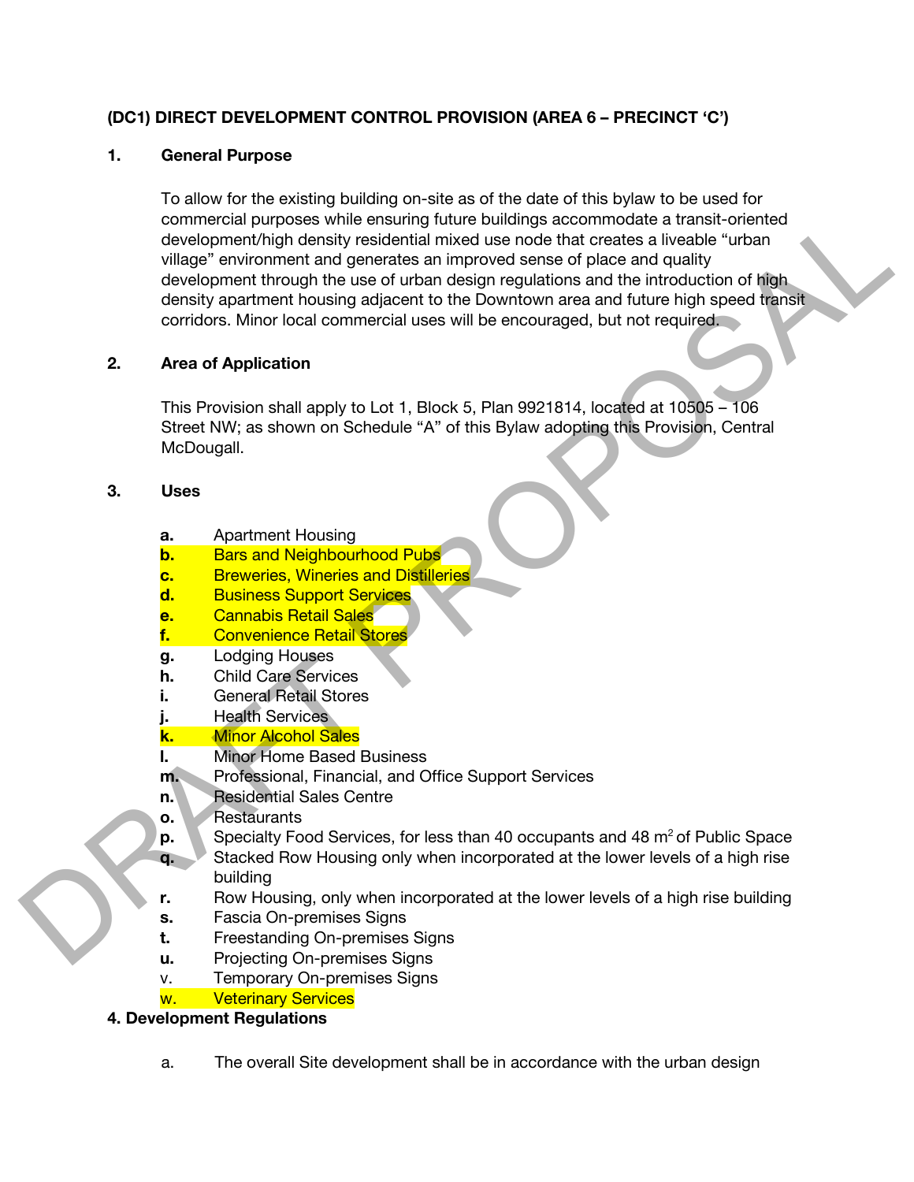**(DC1) DIRECT DEVELOPMENT CONTROL PROVISION (AREA 6 – PRECINCT 'C')**

**1. General Purpose**

To allow for the existing building on-site as of the date of this bylaw to be used for commercial purposes while ensuring future buildings accommodate a transit-oriented development/high density residential mixed use node that creates a liveable "urban village" environment and generates an improved sense of place and quality development through the use of urban design regulations and the introduction of high density apartment housing adjacent to the Downtown area and future high speed transit corridors. Minor local commercial uses will be encouraged, but not required.

**2. Area of Application**

This Provision shall apply to Lot 1, Block 5, Plan 9921814, located at 10505 – 106 Street NW; as shown on Schedule "A" of this Bylaw adopting this Provision, Central McDougall.

**3. Uses**

- **a.** Apartment Housing
- **b.** Bars and Neighbourhood Pubs
- **c.** Breweries, Wineries and Distilleries
- **d.** Business Support Services
- **e.** Cannabis Retail Sales
- **f.** Convenience Retail Stores
- **g.** Lodging Houses
- **h.** Child Care Services
- **i.** General Retail Stores
- **j.** Health Services
- **k.** Minor Alcohol Sales
- **l.** Minor Home Based Business
- **m.** Professional, Financial, and Office Support Services
- **n.** Residential Sales Centre
- **o.** Restaurants
- **p.** Specialty Food Services, for less than 40 occupants and 48 $m^2$ of Public Space
- **q.** Stacked Row Housing only when incorporated at the lower levels of a high rise building
- **r.** Row Housing, only when incorporated at the lower levels of a high rise building
- **s.** Fascia On-premises Signs
- **t.** Freestanding On-premises Signs
- **u.** Projecting On-premises Signs
- v. Temporary On-premises Signs
- w. Veterinary Services

**4. Development Regulations**

a. The overall Site development shall be in accordance with the urban design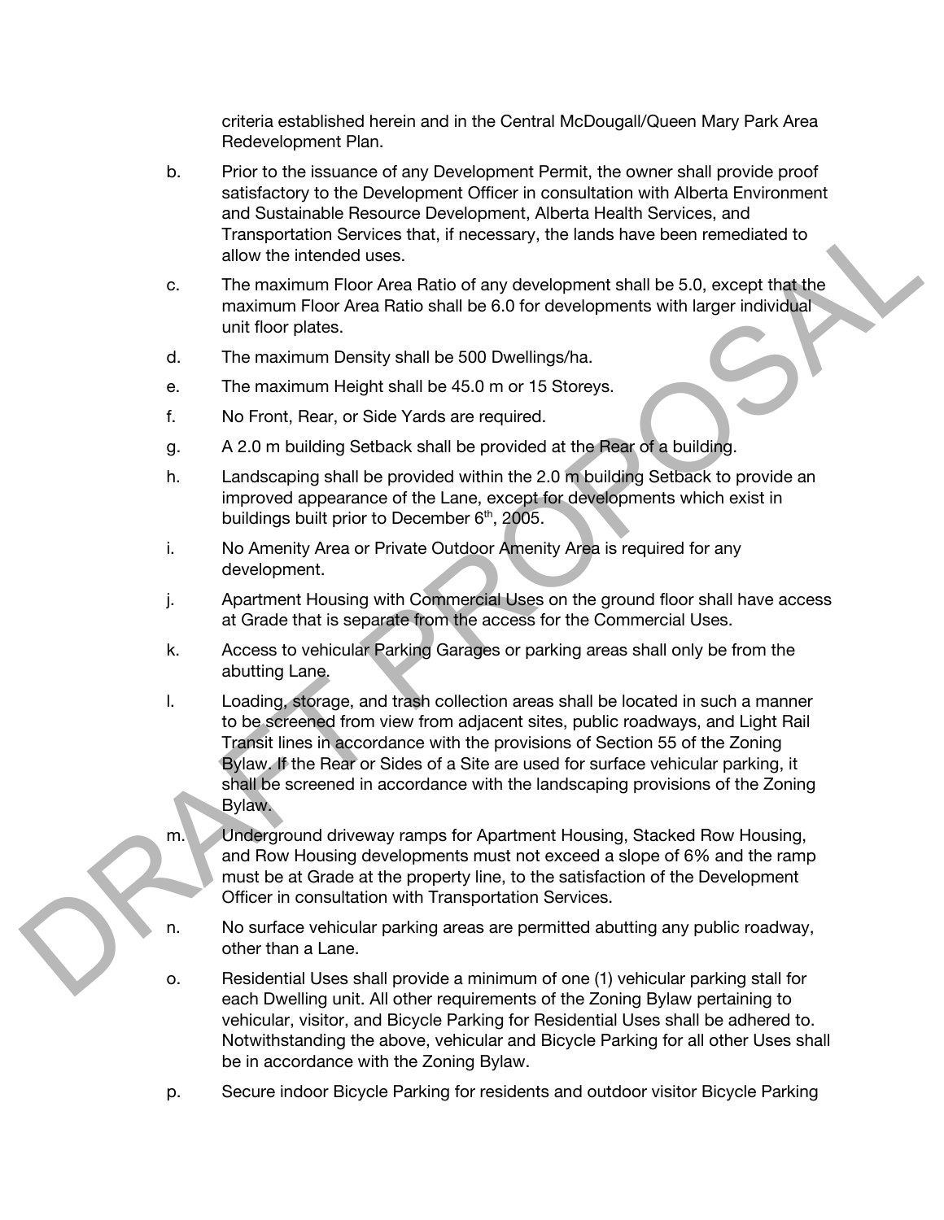criteria established herein and in the Central McDougall/Queen Mary Park Area Redevelopment Plan.

b. Prior to the issuance of any Development Permit, the owner shall provide proof satisfactory to the Development Officer in consultation with Alberta Environment and Sustainable Resource Development, Alberta Health Services, and Transportation Services that, if necessary, the lands have been remediated to allow the intended uses.

c. The maximum Floor Area Ratio of any development shall be 5.0, except that the maximum Floor Area Ratio shall be 6.0 for developments with larger individual unit floor plates.

d. The maximum Density shall be 500 Dwellings/ha.

e. The maximum Height shall be 45.0 m or 15 Storeys.

f. No Front, Rear, or Side Yards are required.

g. A 2.0 m building Setback shall be provided at the Rear of a building.

h. Landscaping shall be provided within the 2.0 m building Setback to provide an improved appearance of the Lane, except for developments which exist in buildings built prior to December 6th, 2005.

i. No Amenity Area or Private Outdoor Amenity Area is required for any development.

j. Apartment Housing with Commercial Uses on the ground floor shall have access at Grade that is separate from the access for the Commercial Uses.

k. Access to vehicular Parking Garages or parking areas shall only be from the abutting Lane.

l. Loading, storage, and trash collection areas shall be located in such a manner to be screened from view from adjacent sites, public roadways, and Light Rail Transit lines in accordance with the provisions of Section 55 of the Zoning Bylaw. If the Rear or Sides of a Site are used for surface vehicular parking, it shall be screened in accordance with the landscaping provisions of the Zoning Bylaw.

m. Underground driveway ramps for Apartment Housing, Stacked Row Housing, and Row Housing developments must not exceed a slope of 6% and the ramp must be at Grade at the property line, to the satisfaction of the Development Officer in consultation with Transportation Services.

n. No surface vehicular parking areas are permitted abutting any public roadway, other than a Lane.

o. Residential Uses shall provide a minimum of one (1) vehicular parking stall for each Dwelling unit. All other requirements of the Zoning Bylaw pertaining to vehicular, visitor, and Bicycle Parking for Residential Uses shall be adhered to. Notwithstanding the above, vehicular and Bicycle Parking for all other Uses shall be in accordance with the Zoning Bylaw.

p. Secure indoor Bicycle Parking for residents and outdoor visitor Bicycle Parking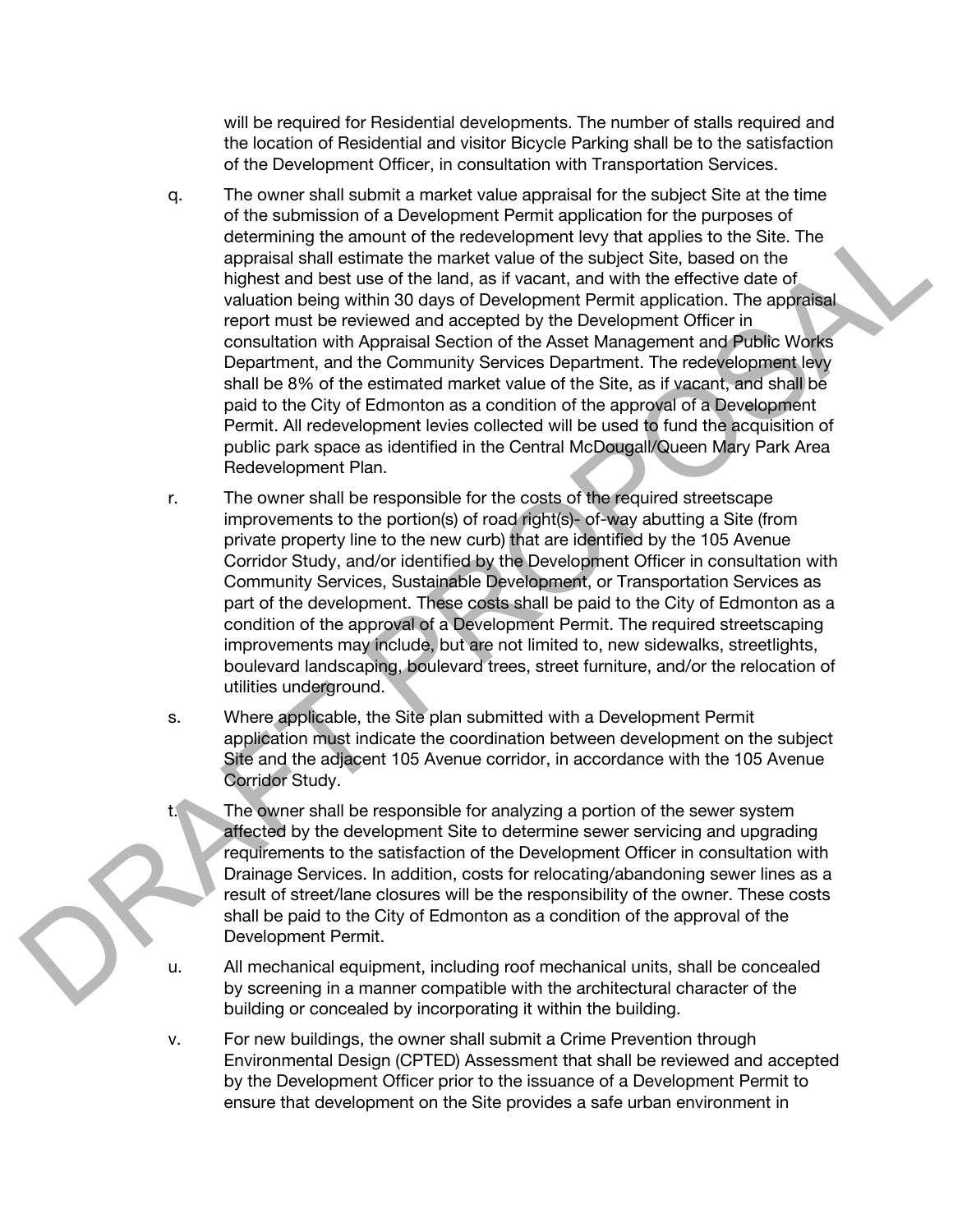will be required for Residential developments. The number of stalls required and the location of Residential and visitor Bicycle Parking shall be to the satisfaction of the Development Officer, in consultation with Transportation Services.

q. The owner shall submit a market value appraisal for the subject Site at the time of the submission of a Development Permit application for the purposes of determining the amount of the redevelopment levy that applies to the Site. The appraisal shall estimate the market value of the subject Site, based on the highest and best use of the land, as if vacant, and with the effective date of valuation being within 30 days of Development Permit application. The appraisal report must be reviewed and accepted by the Development Officer in consultation with Appraisal Section of the Asset Management and Public Works Department, and the Community Services Department. The redevelopment levy shall be 8% of the estimated market value of the Site, as if vacant, and shall be paid to the City of Edmonton as a condition of the approval of a Development Permit. All redevelopment levies collected will be used to fund the acquisition of public park space as identified in the Central McDougall/Queen Mary Park Area Redevelopment Plan.

r. The owner shall be responsible for the costs of the required streetscape improvements to the portion(s) of road right(s)- of-way abutting a Site (from private property line to the new curb) that are identified by the 105 Avenue Corridor Study, and/or identified by the Development Officer in consultation with Community Services, Sustainable Development, or Transportation Services as part of the development. These costs shall be paid to the City of Edmonton as a condition of the approval of a Development Permit. The required streetscaping improvements may include, but are not limited to, new sidewalks, streetlights, boulevard landscaping, boulevard trees, street furniture, and/or the relocation of utilities underground.

s. Where applicable, the Site plan submitted with a Development Permit application must indicate the coordination between development on the subject Site and the adjacent 105 Avenue corridor, in accordance with the 105 Avenue Corridor Study.

t. The owner shall be responsible for analyzing a portion of the sewer system affected by the development Site to determine sewer servicing and upgrading requirements to the satisfaction of the Development Officer in consultation with Drainage Services. In addition, costs for relocating/abandoning sewer lines as a result of street/lane closures will be the responsibility of the owner. These costs shall be paid to the City of Edmonton as a condition of the approval of the Development Permit.

u. All mechanical equipment, including roof mechanical units, shall be concealed by screening in a manner compatible with the architectural character of the building or concealed by incorporating it within the building.

v. For new buildings, the owner shall submit a Crime Prevention through Environmental Design (CPTED) Assessment that shall be reviewed and accepted by the Development Officer prior to the issuance of a Development Permit to ensure that development on the Site provides a safe urban environment in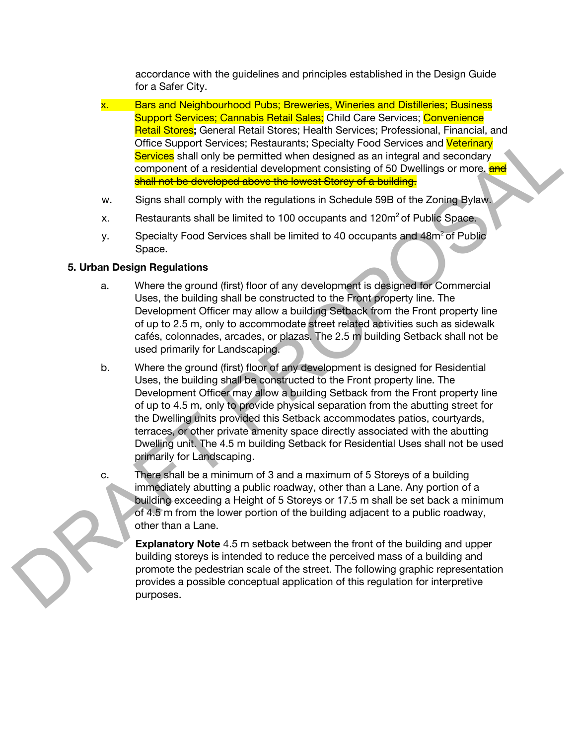accordance with the guidelines and principles established in the Design Guide for a Safer City.

x. Bars and Neighbourhood Pubs; Breweries, Wineries and Distilleries; Business Support Services; Cannabis Retail Sales; Child Care Services; Convenience Retail Stores**;** General Retail Stores; Health Services; Professional, Financial, and Office Support Services; Restaurants; Specialty Food Services and Veterinary Services shall only be permitted when designed as an integral and secondary component of a residential development consisting of 50 Dwellings or more. ~~and shall not be developed above the lowest Storey of a building.~~

w. Signs shall comply with the regulations in Schedule 59B of the Zoning Bylaw.

x. Restaurants shall be limited to 100 occupants and 120m$^2$ of Public Space.

y. Specialty Food Services shall be limited to 40 occupants and 48m$^2$ of Public Space.

**5. Urban Design Regulations**

a. Where the ground (first) floor of any development is designed for Commercial Uses, the building shall be constructed to the Front property line. The Development Officer may allow a building Setback from the Front property line of up to 2.5 m, only to accommodate street related activities such as sidewalk cafés, colonnades, arcades, or plazas. The 2.5 m building Setback shall not be used primarily for Landscaping.

b. Where the ground (first) floor of any development is designed for Residential Uses, the building shall be constructed to the Front property line. The Development Officer may allow a building Setback from the Front property line of up to 4.5 m, only to provide physical separation from the abutting street for the Dwelling units provided this Setback accommodates patios, courtyards, terraces, or other private amenity space directly associated with the abutting Dwelling unit. The 4.5 m building Setback for Residential Uses shall not be used primarily for Landscaping.

c. There shall be a minimum of 3 and a maximum of 5 Storeys of a building immediately abutting a public roadway, other than a Lane. Any portion of a building exceeding a Height of 5 Storeys or 17.5 m shall be set back a minimum of 4.5 m from the lower portion of the building adjacent to a public roadway, other than a Lane.

**Explanatory Note** 4.5 m setback between the front of the building and upper building storeys is intended to reduce the perceived mass of a building and promote the pedestrian scale of the street. The following graphic representation provides a possible conceptual application of this regulation for interpretive purposes.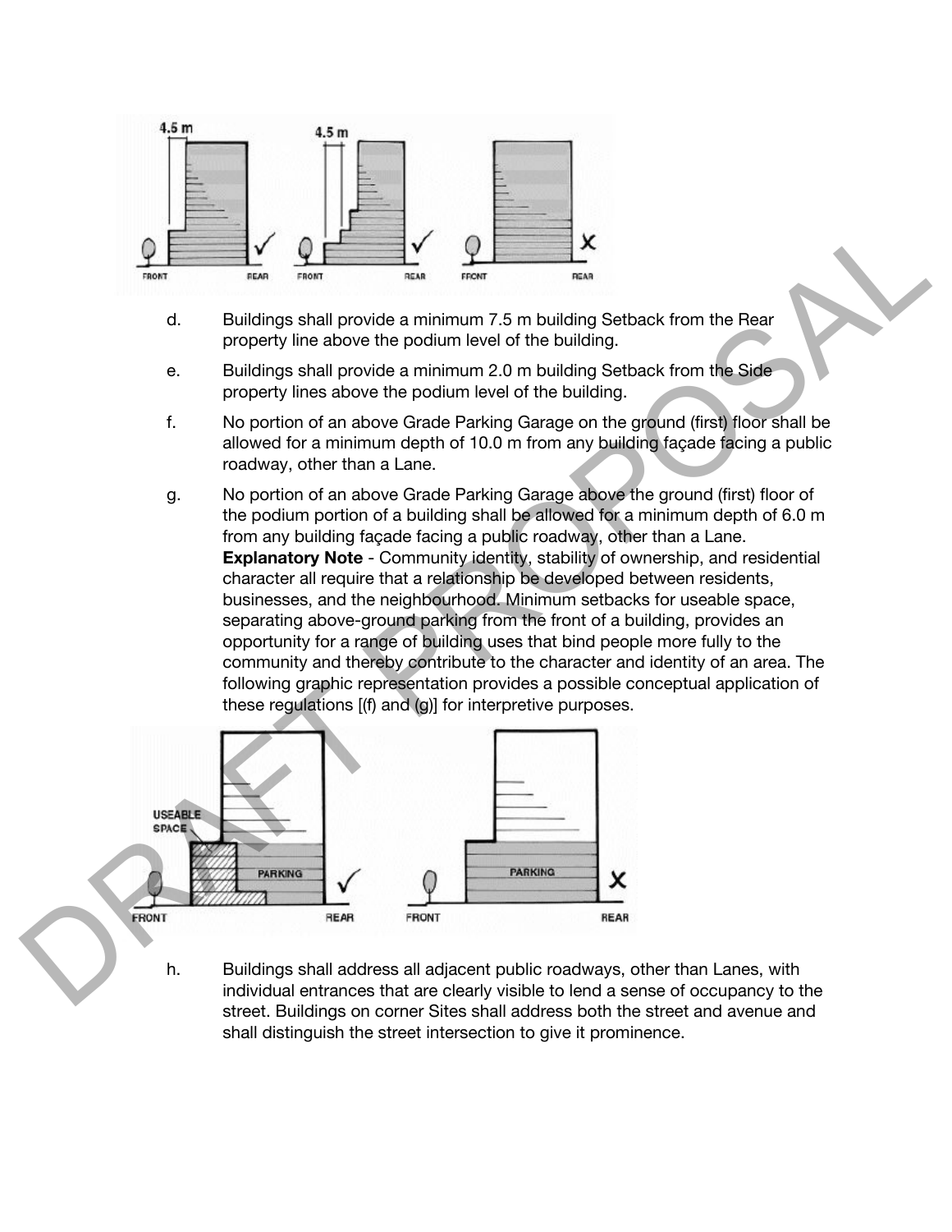d. Buildings shall provide a minimum 7.5 m building Setback from the Rear property line above the podium level of the building.

e. Buildings shall provide a minimum 2.0 m building Setback from the Side property lines above the podium level of the building.

f. No portion of an above Grade Parking Garage on the ground (first) floor shall be allowed for a minimum depth of 10.0 m from any building façade facing a public roadway, other than a Lane.

g. No portion of an above Grade Parking Garage above the ground (first) floor of the podium portion of a building shall be allowed for a minimum depth of 6.0 m from any building façade facing a public roadway, other than a Lane.
**Explanatory Note** - Community identity, stability of ownership, and residential character all require that a relationship be developed between residents, businesses, and the neighbourhood. Minimum setbacks for useable space, separating above-ground parking from the front of a building, provides an opportunity for a range of building uses that bind people more fully to the community and thereby contribute to the character and identity of an area. The following graphic representation provides a possible conceptual application of these regulations [(f) and (g)] for interpretive purposes.

h. Buildings shall address all adjacent public roadways, other than Lanes, with individual entrances that are clearly visible to lend a sense of occupancy to the street. Buildings on corner Sites shall address both the street and avenue and shall distinguish the street intersection to give it prominence.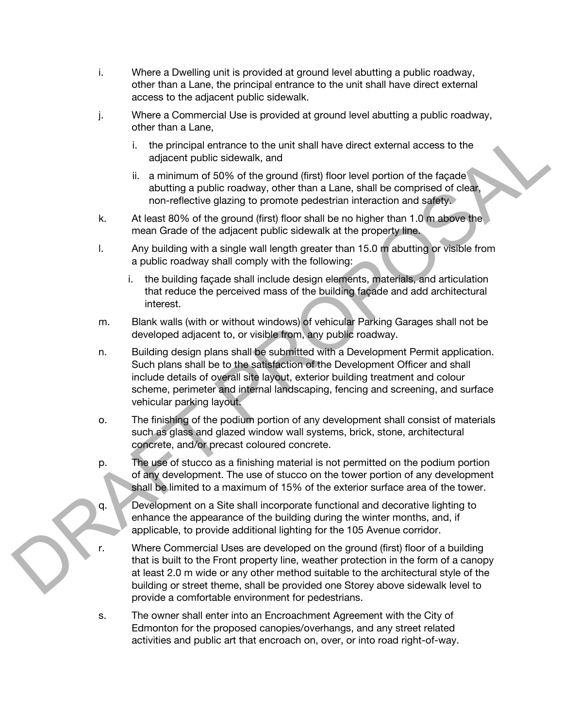i. Where a Dwelling unit is provided at ground level abutting a public roadway, other than a Lane, the principal entrance to the unit shall have direct external access to the adjacent public sidewalk.

j. Where a Commercial Use is provided at ground level abutting a public roadway, other than a Lane,

   i. the principal entrance to the unit shall have direct external access to the adjacent public sidewalk, and

   ii. a minimum of 50% of the ground (first) floor level portion of the façade abutting a public roadway, other than a Lane, shall be comprised of clear, non-reflective glazing to promote pedestrian interaction and safety.

k. At least 80% of the ground (first) floor shall be no higher than 1.0 m above the mean Grade of the adjacent public sidewalk at the property line.

l. Any building with a single wall length greater than 15.0 m abutting or visible from a public roadway shall comply with the following:

   i. the building façade shall include design elements, materials, and articulation that reduce the perceived mass of the building façade and add architectural interest.

m. Blank walls (with or without windows) of vehicular Parking Garages shall not be developed adjacent to, or visible from, any public roadway.

n. Building design plans shall be submitted with a Development Permit application. Such plans shall be to the satisfaction of the Development Officer and shall include details of overall site layout, exterior building treatment and colour scheme, perimeter and internal landscaping, fencing and screening, and surface vehicular parking layout.

o. The finishing of the podium portion of any development shall consist of materials such as glass and glazed window wall systems, brick, stone, architectural concrete, and/or precast coloured concrete.

p. The use of stucco as a finishing material is not permitted on the podium portion of any development. The use of stucco on the tower portion of any development shall be limited to a maximum of 15% of the exterior surface area of the tower.

q. Development on a Site shall incorporate functional and decorative lighting to enhance the appearance of the building during the winter months, and, if applicable, to provide additional lighting for the 105 Avenue corridor.

r. Where Commercial Uses are developed on the ground (first) floor of a building that is built to the Front property line, weather protection in the form of a canopy at least 2.0 m wide or any other method suitable to the architectural style of the building or street theme, shall be provided one Storey above sidewalk level to provide a comfortable environment for pedestrians.

s. The owner shall enter into an Encroachment Agreement with the City of Edmonton for the proposed canopies/overhangs, and any street related activities and public art that encroach on, over, or into road right-of-way.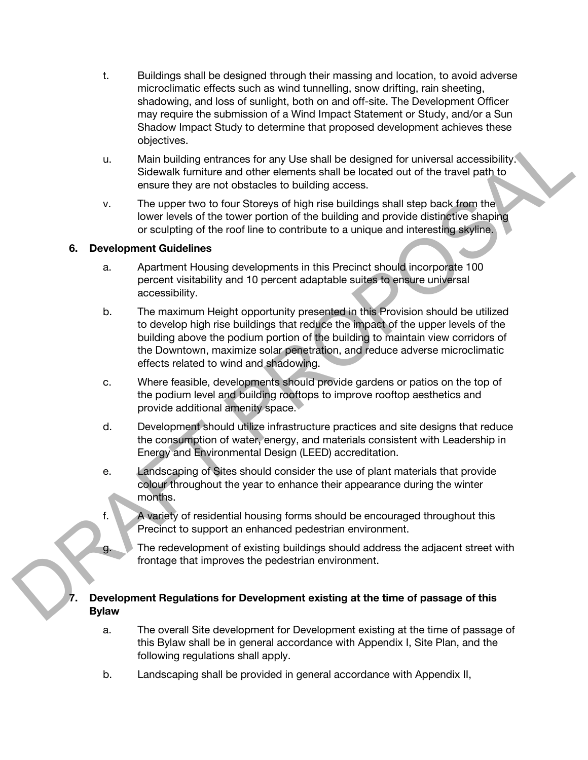t. Buildings shall be designed through their massing and location, to avoid adverse microclimatic effects such as wind tunnelling, snow drifting, rain sheeting, shadowing, and loss of sunlight, both on and off-site. The Development Officer may require the submission of a Wind Impact Statement or Study, and/or a Sun Shadow Impact Study to determine that proposed development achieves these objectives.

u. Main building entrances for any Use shall be designed for universal accessibility. Sidewalk furniture and other elements shall be located out of the travel path to ensure they are not obstacles to building access.

v. The upper two to four Storeys of high rise buildings shall step back from the lower levels of the tower portion of the building and provide distinctive shaping or sculpting of the roof line to contribute to a unique and interesting skyline.

**6. Development Guidelines**

a. Apartment Housing developments in this Precinct should incorporate 100 percent visitability and 10 percent adaptable suites to ensure universal accessibility.

b. The maximum Height opportunity presented in this Provision should be utilized to develop high rise buildings that reduce the impact of the upper levels of the building above the podium portion of the building to maintain view corridors of the Downtown, maximize solar penetration, and reduce adverse microclimatic effects related to wind and shadowing.

c. Where feasible, developments should provide gardens or patios on the top of the podium level and building rooftops to improve rooftop aesthetics and provide additional amenity space.

d. Development should utilize infrastructure practices and site designs that reduce the consumption of water, energy, and materials consistent with Leadership in Energy and Environmental Design (LEED) accreditation.

e. Landscaping of Sites should consider the use of plant materials that provide colour throughout the year to enhance their appearance during the winter months.

f. A variety of residential housing forms should be encouraged throughout this Precinct to support an enhanced pedestrian environment.

g. The redevelopment of existing buildings should address the adjacent street with frontage that improves the pedestrian environment.

**7. Development Regulations for Development existing at the time of passage of this Bylaw**

a. The overall Site development for Development existing at the time of passage of this Bylaw shall be in general accordance with Appendix I, Site Plan, and the following regulations shall apply.

b. Landscaping shall be provided in general accordance with Appendix II,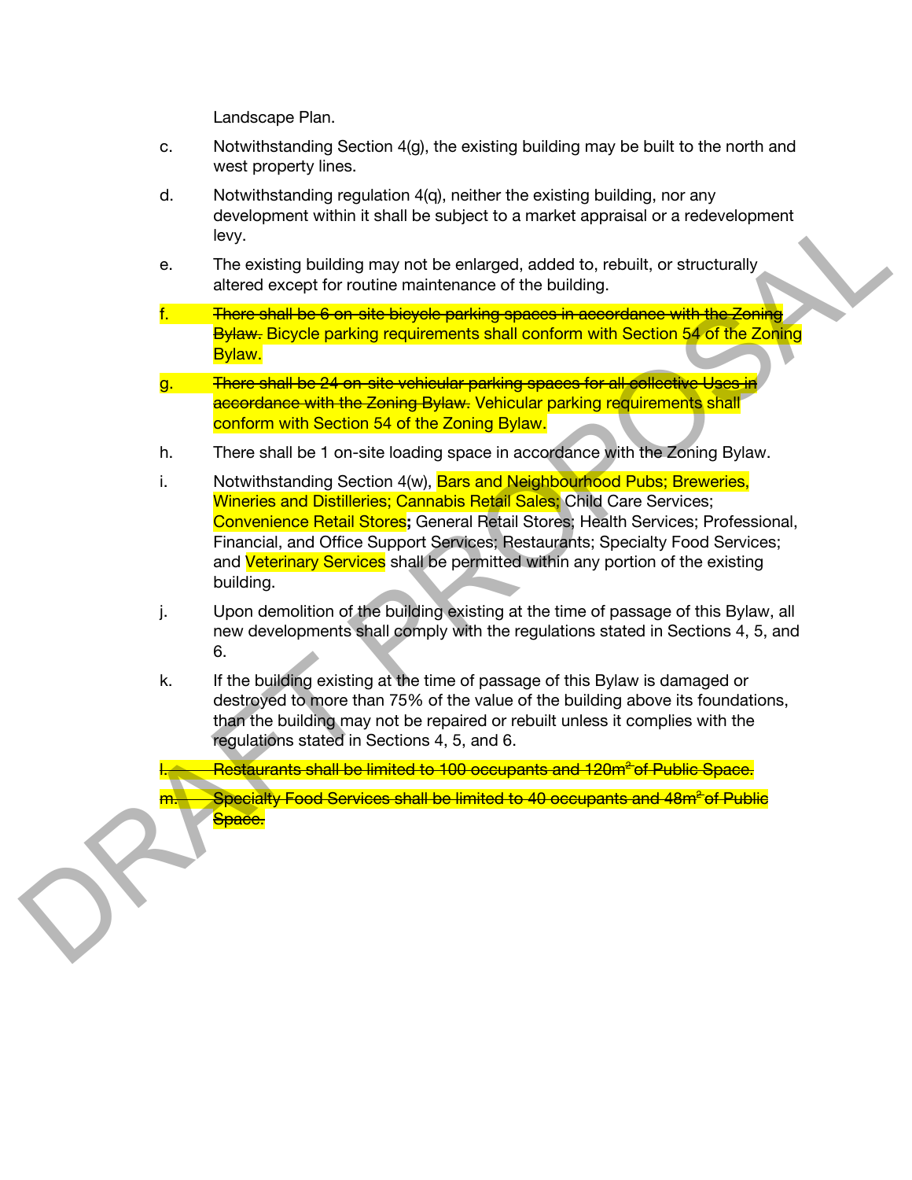Landscape Plan.

c. Notwithstanding Section 4(g), the existing building may be built to the north and west property lines.

d. Notwithstanding regulation 4(q), neither the existing building, nor any development within it shall be subject to a market appraisal or a redevelopment levy.

e. The existing building may not be enlarged, added to, rebuilt, or structurally altered except for routine maintenance of the building.

f. ~~There shall be 6 on-site bicycle parking spaces in accordance with the Zoning Bylaw.~~ Bicycle parking requirements shall conform with Section 54 of the Zoning Bylaw.

g. ~~There shall be 24 on-site vehicular parking spaces for all collective Uses in accordance with the Zoning Bylaw.~~ Vehicular parking requirements shall conform with Section 54 of the Zoning Bylaw.

h. There shall be 1 on-site loading space in accordance with the Zoning Bylaw.

i. Notwithstanding Section 4(w), Bars and Neighbourhood Pubs; Breweries, Wineries and Distilleries; Cannabis Retail Sales; Child Care Services; Convenience Retail Stores**;** General Retail Stores; Health Services; Professional, Financial, and Office Support Services; Restaurants; Specialty Food Services; and Veterinary Services shall be permitted within any portion of the existing building.

j. Upon demolition of the building existing at the time of passage of this Bylaw, all new developments shall comply with the regulations stated in Sections 4, 5, and 6.

k. If the building existing at the time of passage of this Bylaw is damaged or destroyed to more than 75% of the value of the building above its foundations, than the building may not be repaired or rebuilt unless it complies with the regulations stated in Sections 4, 5, and 6.

~~l. Restaurants shall be limited to 100 occupants and 120m² of Public Space.~~

~~m. Specialty Food Services shall be limited to 40 occupants and 48m² of Public Space.~~

DRAFT PROPOSAL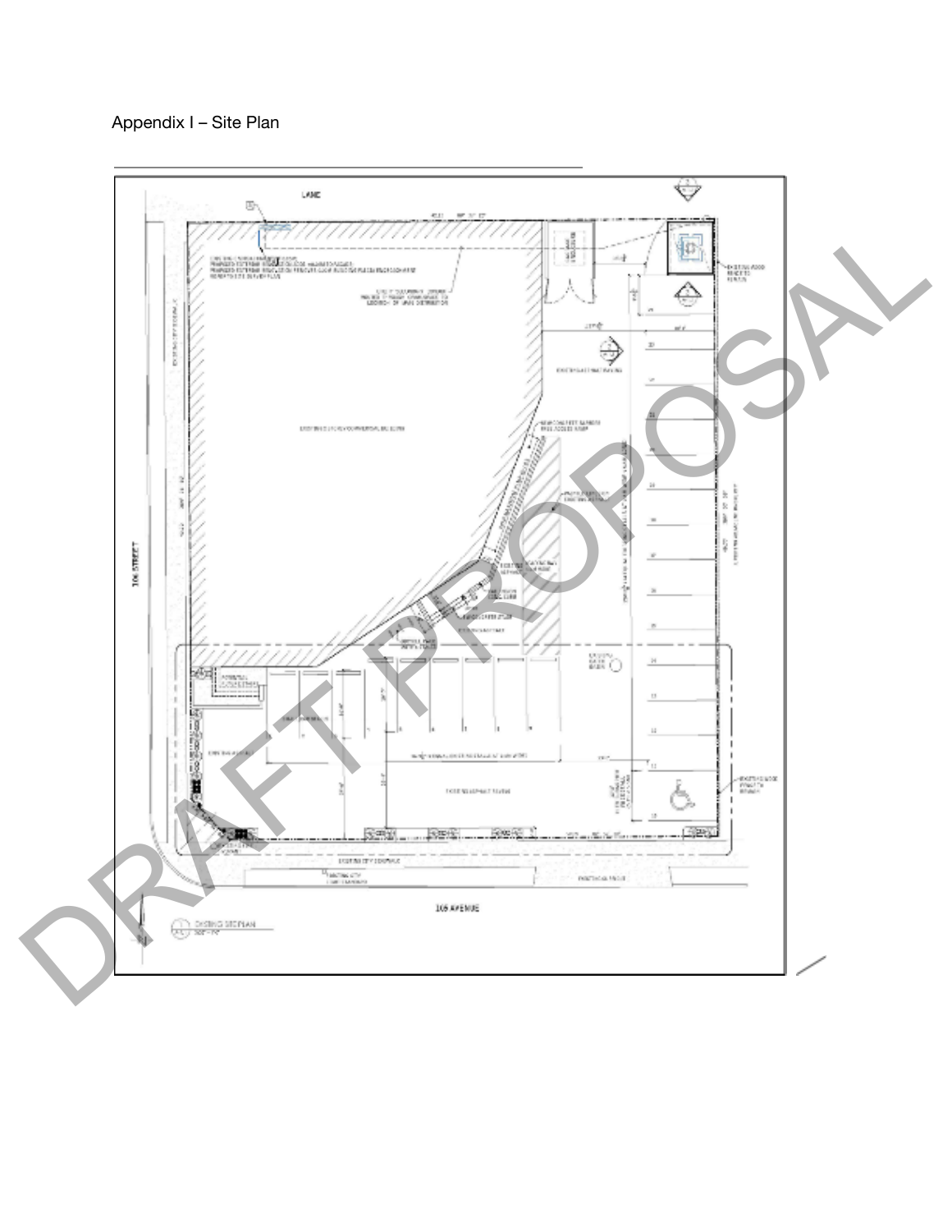Appendix I – Site Plan

LANE

106 STREET

105 AVENUE

EXISTING SITE PLAN

DRAFT PROPOSAL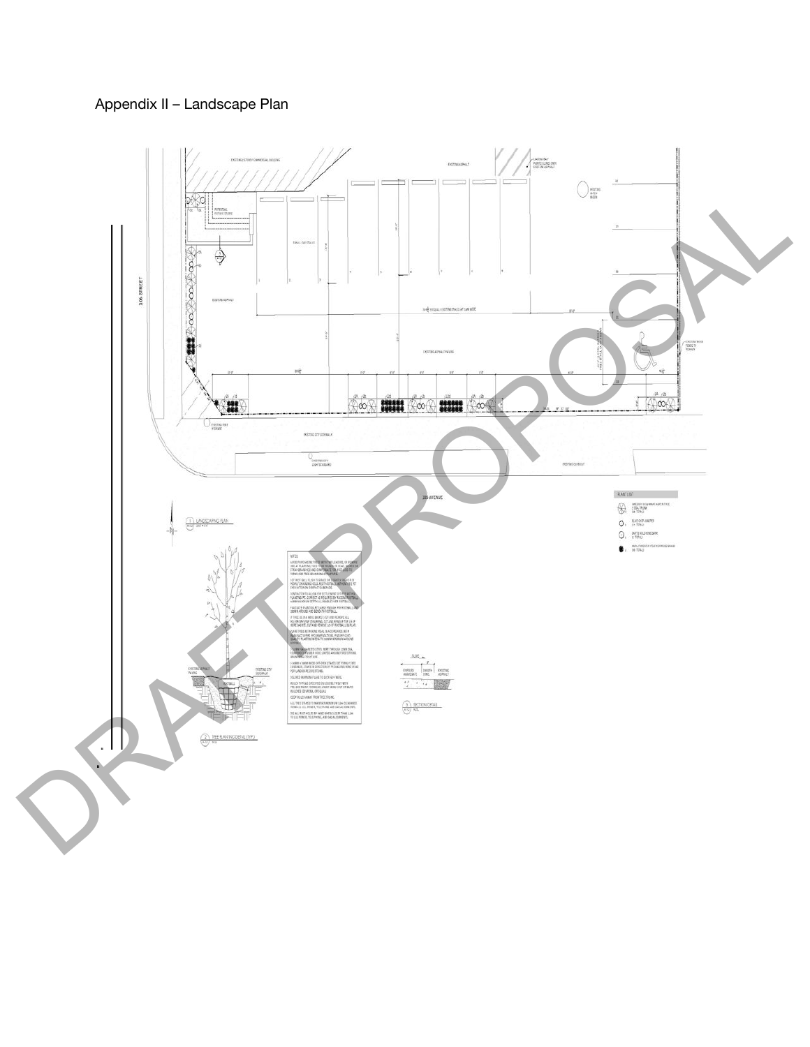Appendix II – Landscape Plan

106 STREET

EXISTING 1 STOREY COMMERCIAL BUILDING

EXISTING ASPHALT

EXISTING ASPHALT

EXISTING ASPHALT PARKING

EXISTING CITY SIDEWALK

105 AVENUE

EXISTING CURB CUT

1 LANDSCAPING PLAN

2 TREE PLANTING DETAIL (TYP.)

3 SECTION DETAIL

PLANT LIST

NOTES:

DRAFT PROPOSAL